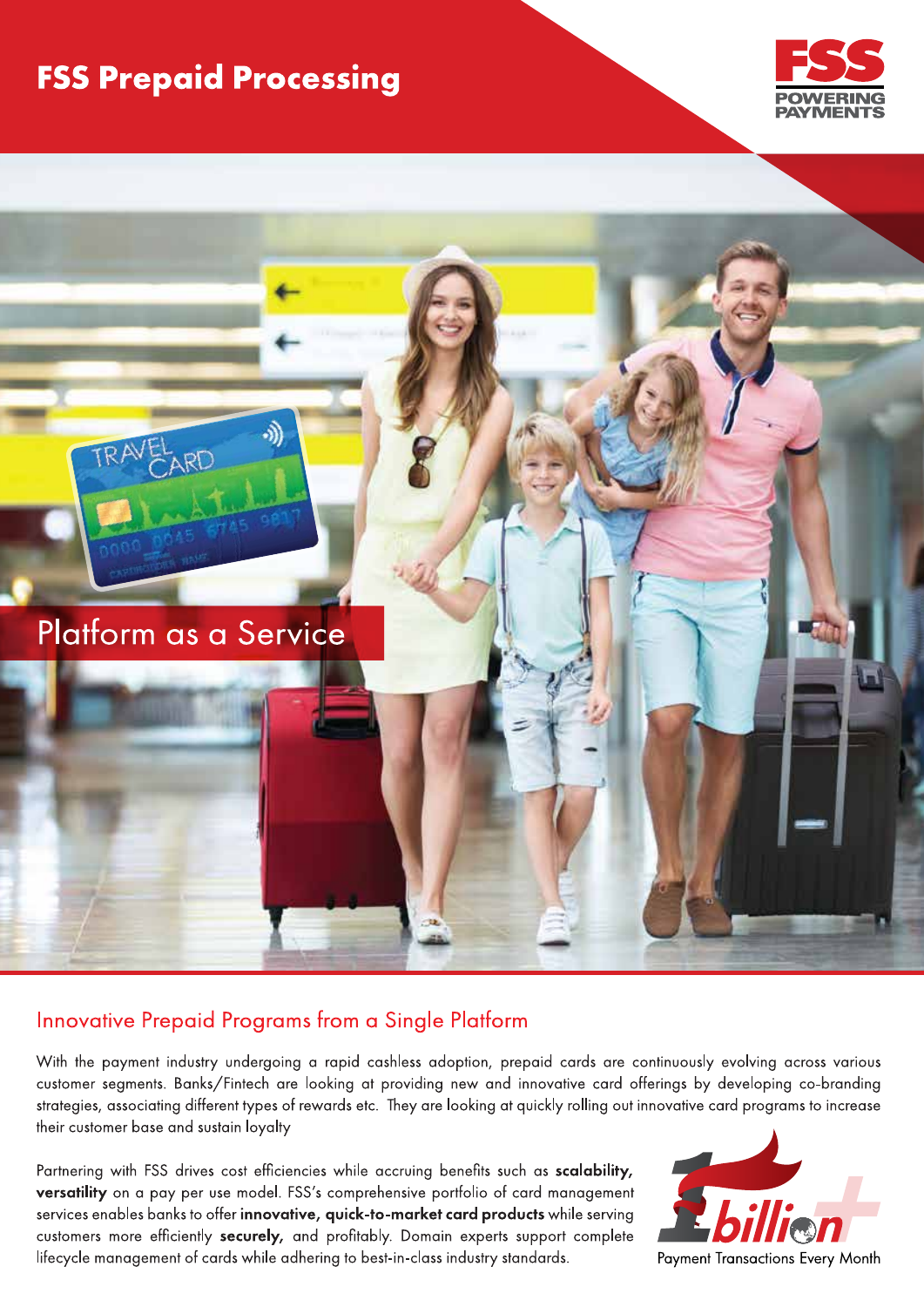# FSS Prepaid Processing

FSS
POWERING PAYMENTS

## Platform as a Service

## Innovative Prepaid Programs from a Single Platform

With the payment industry undergoing a rapid cashless adoption, prepaid cards are continuously evolving across various customer segments. Banks/Fintech are looking at providing new and innovative card offerings by developing co-branding strategies, associating different types of rewards etc. They are looking at quickly rolling out innovative card programs to increase their customer base and sustain loyalty

Partnering with FSS drives cost efficiencies while accruing benefits such as **scalability, versatility** on a pay per use model. FSS's comprehensive portfolio of card management services enables banks to offer **innovative, quick-to-market card products** while serving customers more efficiently **securely,** and profitably. Domain experts support complete lifecycle management of cards while adhering to best-in-class industry standards.

1 billion+
Payment Transactions Every Month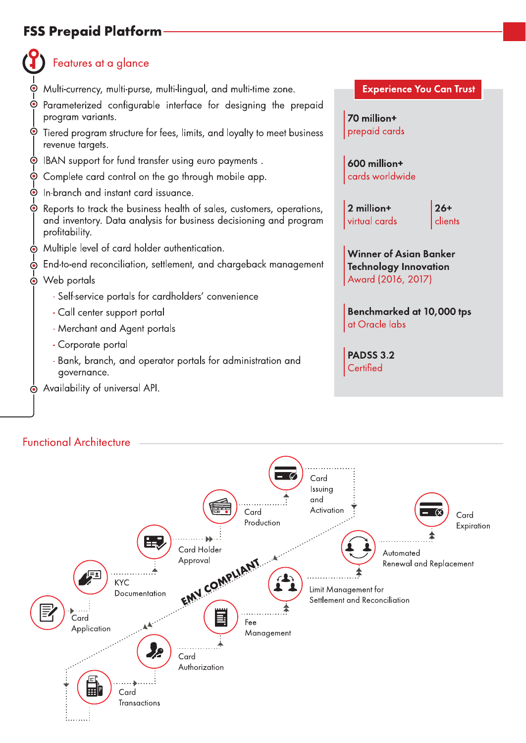## FSS Prepaid Platform

### Features at a glance

- Multi-currency, multi-purse, multi-lingual, and multi-time zone.
- Parameterized configurable interface for designing the prepaid program variants.
- Tiered program structure for fees, limits, and loyalty to meet business revenue targets.
- IBAN support for fund transfer using euro payments .
- Complete card control on the go through mobile app.
- In-branch and instant card issuance.
- Reports to track the business health of sales, customers, operations, and inventory. Data analysis for business decisioning and program profitability.
- Multiple level of card holder authentication.
- End-to-end reconciliation, settlement, and chargeback management
- Web portals
  - Self-service portals for cardholders' convenience
  - Call center support portal
  - Merchant and Agent portals
  - Corporate portal
  - Bank, branch, and operator portals for administration and governance.
- Availability of universal API.

### Experience You Can Trust

**70 million+**
prepaid cards

**600 million+**
cards worldwide

**2 million+**
virtual cards

**26+**
clients

**Winner of Asian Banker Technology Innovation**
Award (2016, 2017)

**Benchmarked at 10,000 tps**
at Oracle labs

**PADSS 3.2**
Certified

### Functional Architecture

EMV COMPLIANT

- Card Application
- KYC Documentation
- Card Holder Approval
- Card Production
- Card Issuing and Activation
- Card Expiration
- Automated Renewal and Replacement
- Limit Management for Settlement and Reconciliation
- Fee Management
- Card Authorization
- Card Transactions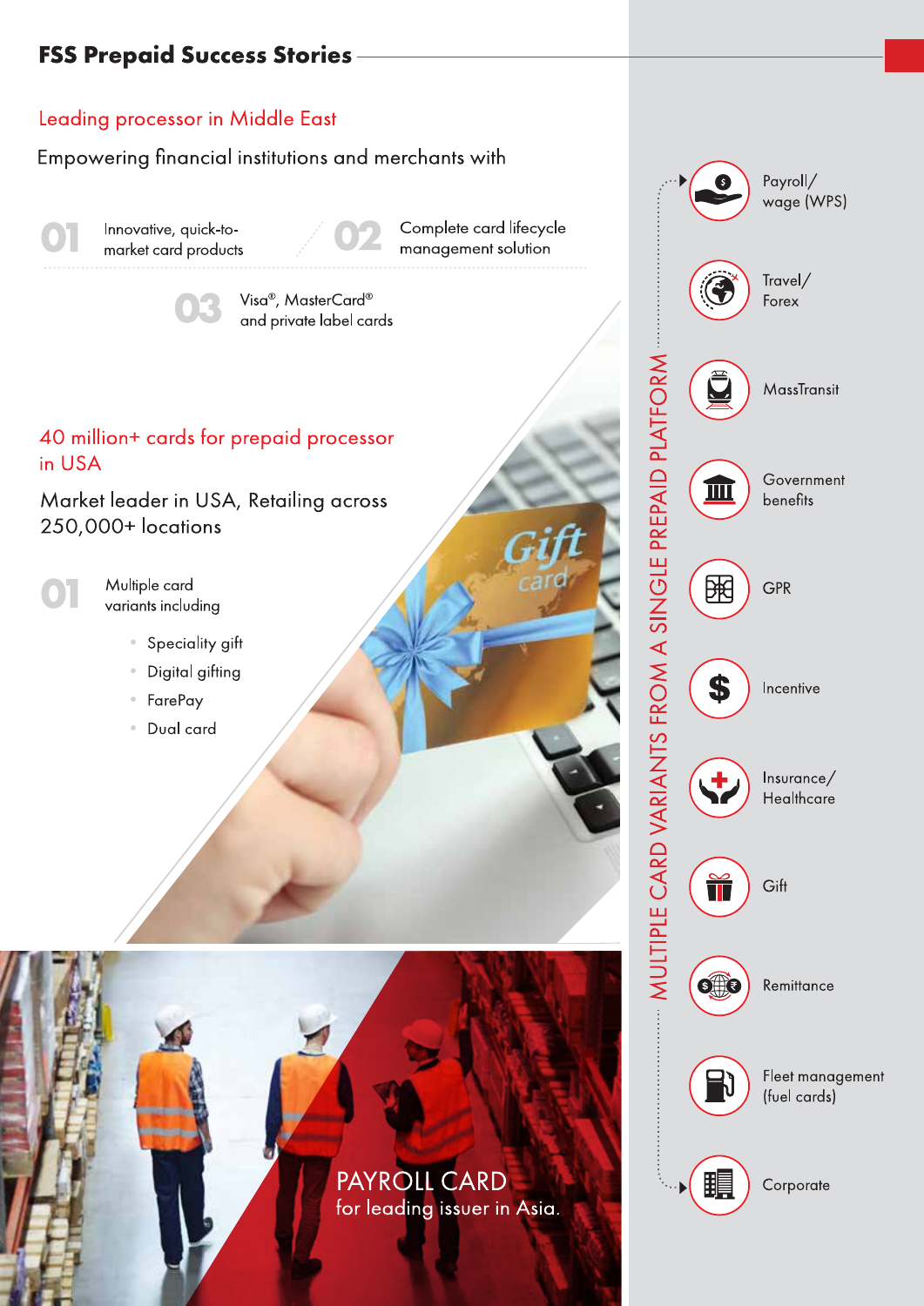## FSS Prepaid Success Stories

### Leading processor in Middle East

Empowering financial institutions and merchants with

**01** Innovative, quick-to-market card products

**02** Complete card lifecycle management solution

**03** Visa®, MasterCard® and private label cards

### 40 million+ cards for prepaid processor in USA

Market leader in USA, Retailing across 250,000+ locations

**01** Multiple card variants including

- Speciality gift
- Digital gifting
- FarePay
- Dual card

### PAYROLL CARD

for leading issuer in Asia.

### MULTIPLE CARD VARIANTS FROM A SINGLE PREPAID PLATFORM

- Payroll/ wage (WPS)
- Travel/ Forex
- MassTransit
- Government benefits
- GPR
- Incentive
- Insurance/ Healthcare
- Gift
- Remittance
- Fleet management (fuel cards)
- Corporate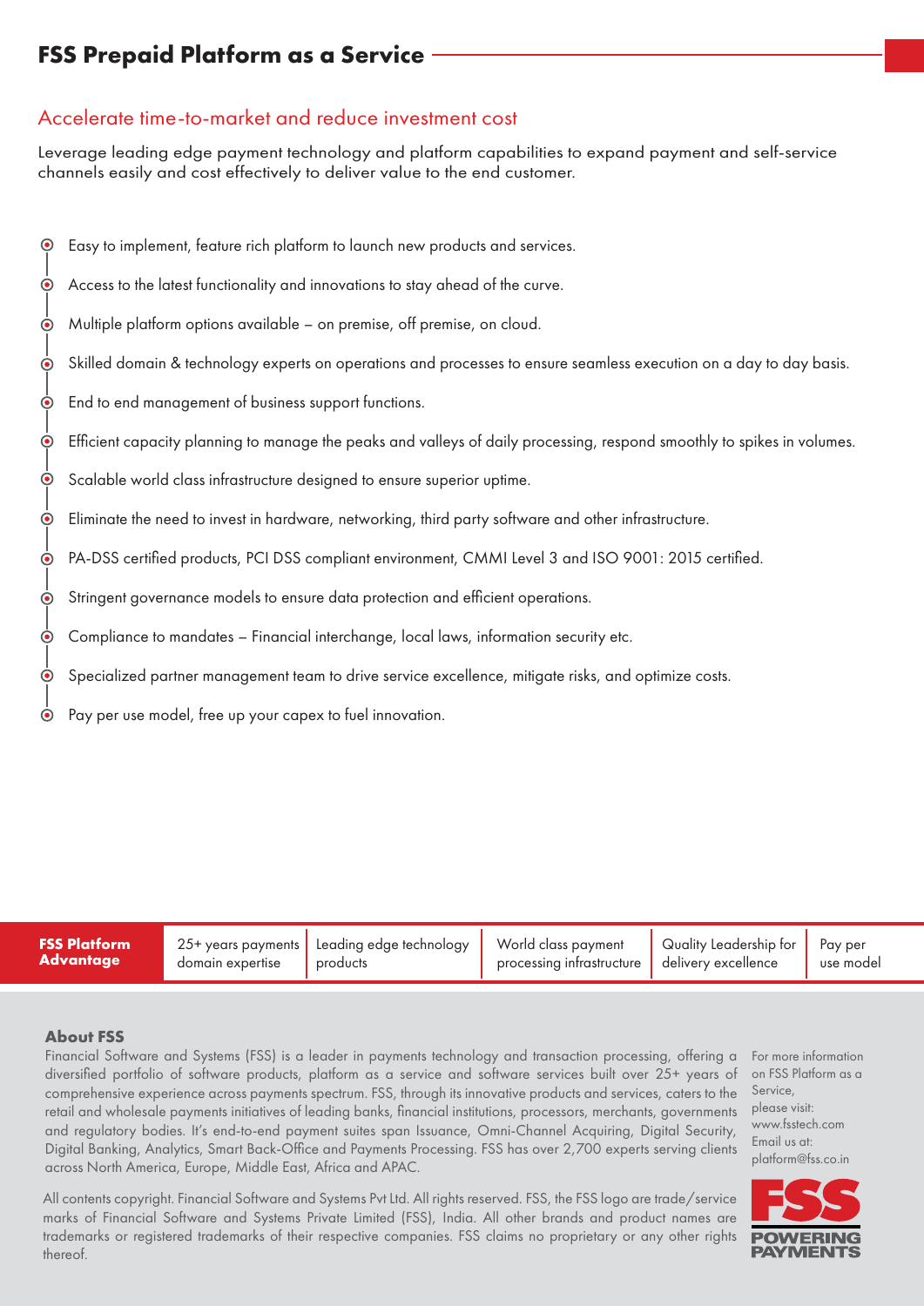# FSS Prepaid Platform as a Service

## Accelerate time-to-market and reduce investment cost

Leverage leading edge payment technology and platform capabilities to expand payment and self-service channels easily and cost effectively to deliver value to the end customer.

- Easy to implement, feature rich platform to launch new products and services.
- Access to the latest functionality and innovations to stay ahead of the curve.
- Multiple platform options available – on premise, off premise, on cloud.
- Skilled domain & technology experts on operations and processes to ensure seamless execution on a day to day basis.
- End to end management of business support functions.
- Efficient capacity planning to manage the peaks and valleys of daily processing, respond smoothly to spikes in volumes.
- Scalable world class infrastructure designed to ensure superior uptime.
- Eliminate the need to invest in hardware, networking, third party software and other infrastructure.
- PA-DSS certified products, PCI DSS compliant environment, CMMI Level 3 and ISO 9001: 2015 certified.
- Stringent governance models to ensure data protection and efficient operations.
- Compliance to mandates – Financial interchange, local laws, information security etc.
- Specialized partner management team to drive service excellence, mitigate risks, and optimize costs.
- Pay per use model, free up your capex to fuel innovation.

| | | | | | |
|---|---|---|---|---|---|
| **FSS Platform Advantage** | 25+ years payments domain expertise | Leading edge technology products | World class payment processing infrastructure | Quality Leadership for delivery excellence | Pay per use model |

### About FSS

Financial Software and Systems (FSS) is a leader in payments technology and transaction processing, offering a diversified portfolio of software products, platform as a service and software services built over 25+ years of comprehensive experience across payments spectrum. FSS, through its innovative products and services, caters to the retail and wholesale payments initiatives of leading banks, financial institutions, processors, merchants, governments and regulatory bodies. It's end-to-end payment suites span Issuance, Omni-Channel Acquiring, Digital Security, Digital Banking, Analytics, Smart Back-Office and Payments Processing. FSS has over 2,700 experts serving clients across North America, Europe, Middle East, Africa and APAC.

All contents copyright. Financial Software and Systems Pvt Ltd. All rights reserved. FSS, the FSS logo are trade/service marks of Financial Software and Systems Private Limited (FSS), India. All other brands and product names are trademarks or registered trademarks of their respective companies. FSS claims no proprietary or any other rights thereof.

For more information on FSS Platform as a Service,
please visit:
www.fsstech.com
Email us at:
platform@fss.co.in

FSS
POWERING PAYMENTS